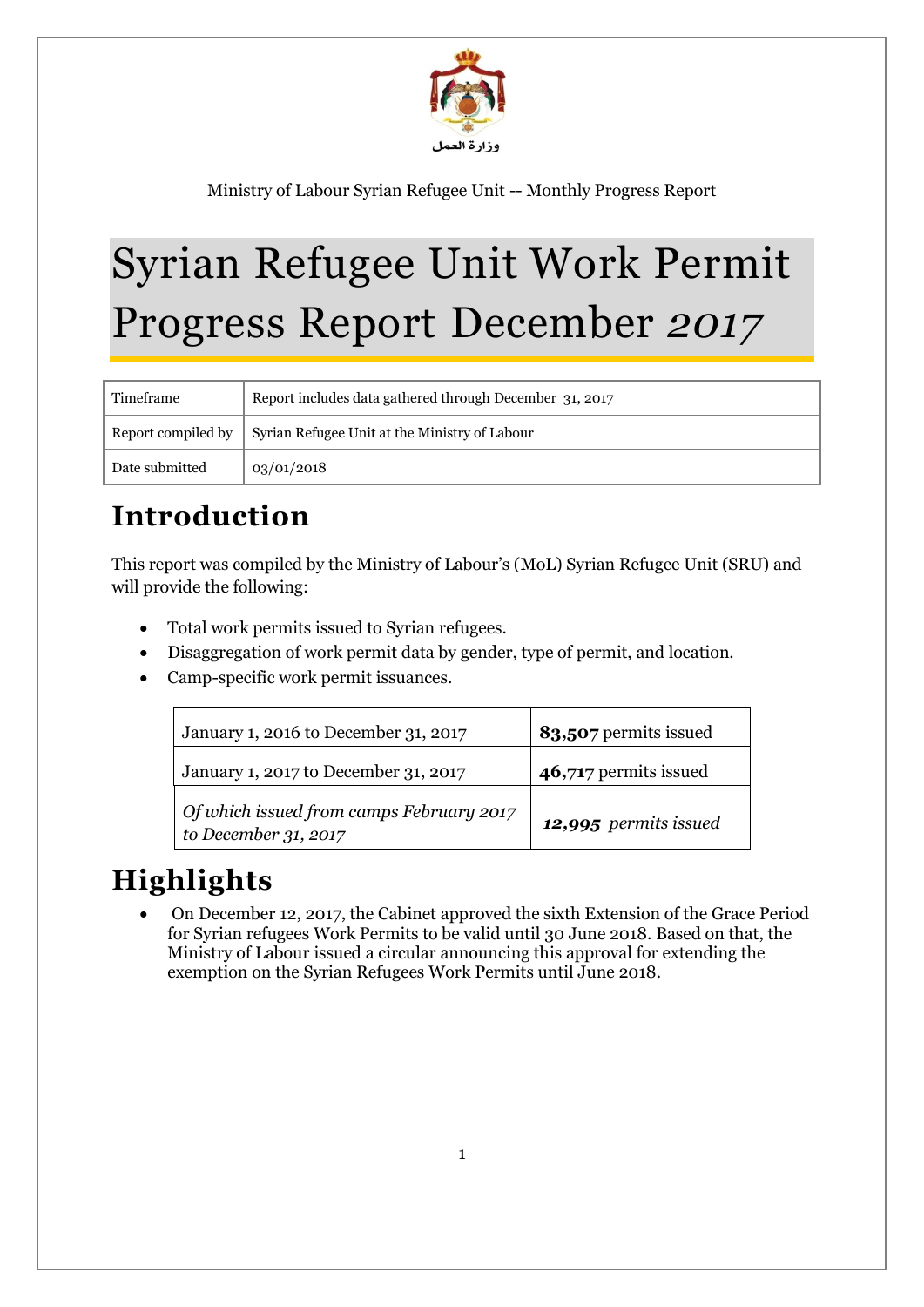وزارة العمل

Ministry of Labour Syrian Refugee Unit -- Monthly Progress Report

# Syrian Refugee Unit Work Permit Progress Report December *2017*

| Timeframe | Report includes data gathered through December 31, 2017 |
|---|---|
| Report compiled by | Syrian Refugee Unit at the Ministry of Labour |
| Date submitted | 03/01/2018 |

## Introduction

This report was compiled by the Ministry of Labour's (MoL) Syrian Refugee Unit (SRU) and will provide the following:

- Total work permits issued to Syrian refugees.
- Disaggregation of work permit data by gender, type of permit, and location.
- Camp-specific work permit issuances.

| | |
|---|---|
| January 1, 2016 to December 31, 2017 | **83,507** permits issued |
| January 1, 2017 to December 31, 2017 | **46,717** permits issued |
| *Of which issued from camps February 2017 to December 31, 2017* | ***12,995*** *permits issued* |

## Highlights

- On December 12, 2017, the Cabinet approved the sixth Extension of the Grace Period for Syrian refugees Work Permits to be valid until 30 June 2018. Based on that, the Ministry of Labour issued a circular announcing this approval for extending the exemption on the Syrian Refugees Work Permits until June 2018.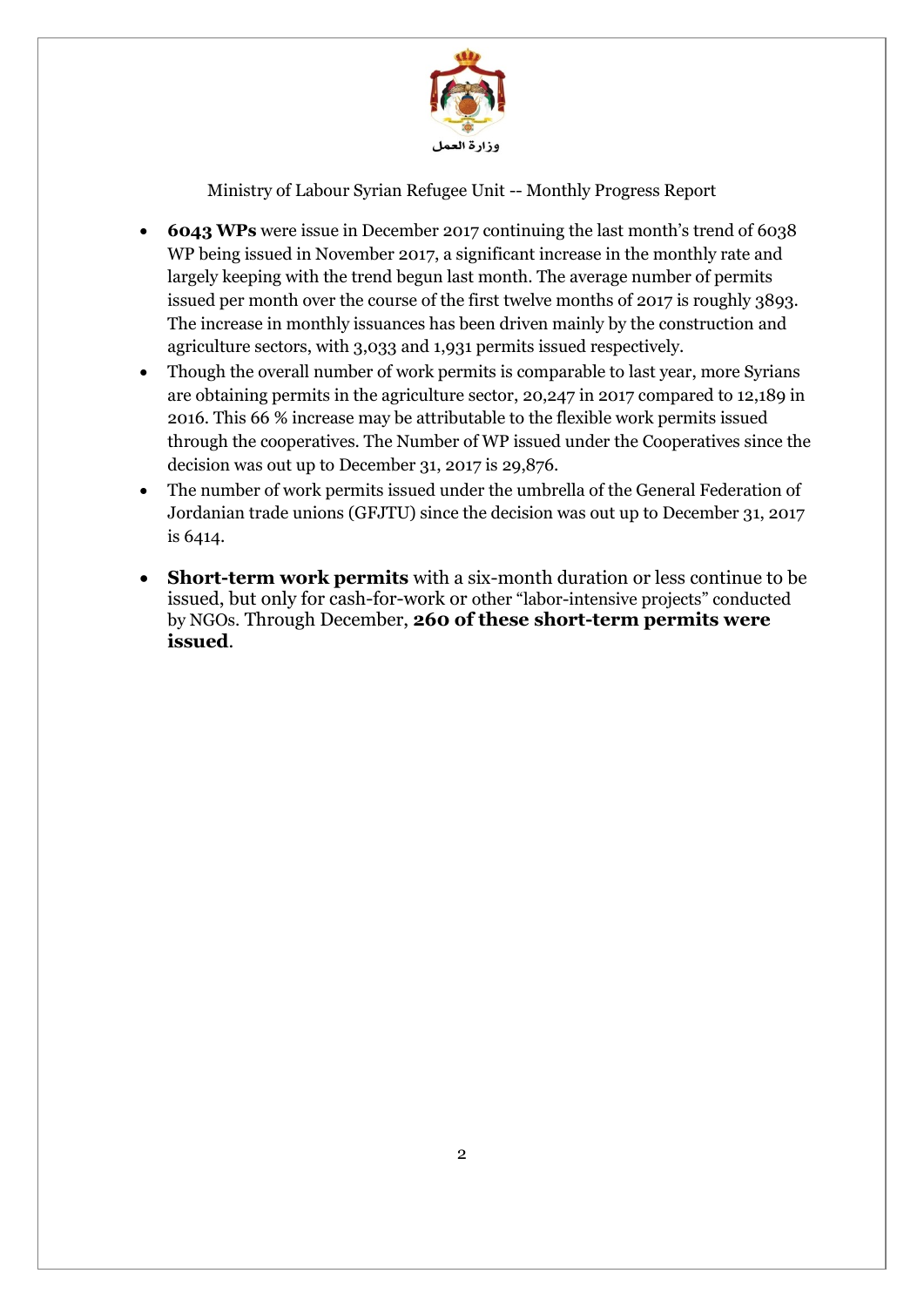وزارة العمل

Ministry of Labour Syrian Refugee Unit -- Monthly Progress Report

- **6043 WPs** were issue in December 2017 continuing the last month's trend of 6038 WP being issued in November 2017, a significant increase in the monthly rate and largely keeping with the trend begun last month. The average number of permits issued per month over the course of the first twelve months of 2017 is roughly 3893. The increase in monthly issuances has been driven mainly by the construction and agriculture sectors, with 3,033 and 1,931 permits issued respectively.
- Though the overall number of work permits is comparable to last year, more Syrians are obtaining permits in the agriculture sector, 20,247 in 2017 compared to 12,189 in 2016. This 66 % increase may be attributable to the flexible work permits issued through the cooperatives. The Number of WP issued under the Cooperatives since the decision was out up to December 31, 2017 is 29,876.
- The number of work permits issued under the umbrella of the General Federation of Jordanian trade unions (GFJTU) since the decision was out up to December 31, 2017 is 6414.
- **Short-term work permits** with a six-month duration or less continue to be issued, but only for cash-for-work or other "labor-intensive projects" conducted by NGOs. Through December, **260 of these short-term permits were issued**.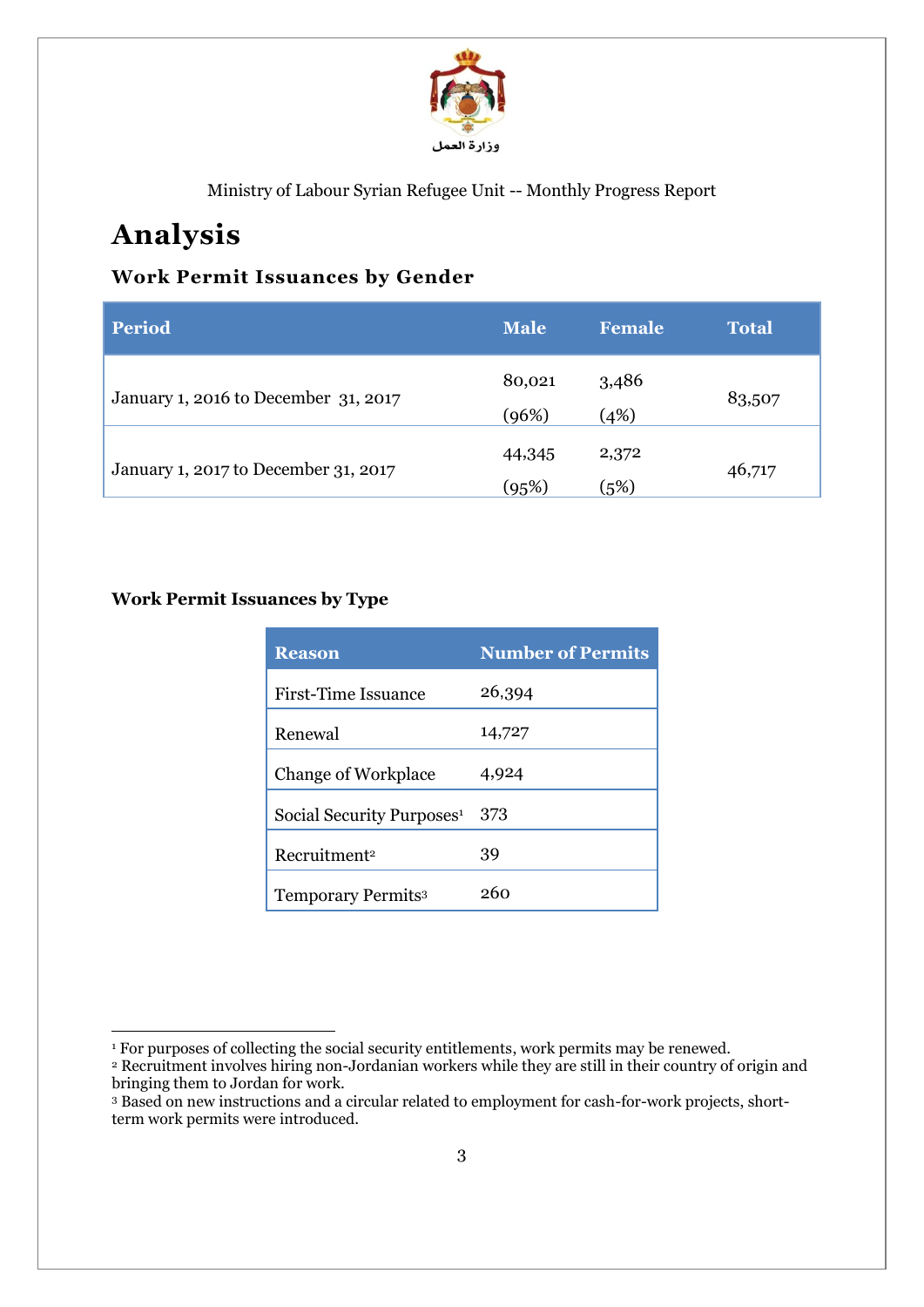وزارة العمل

Ministry of Labour Syrian Refugee Unit -- Monthly Progress Report

# Analysis

## Work Permit Issuances by Gender

| Period | Male | Female | Total |
|---|---|---|---|
| January 1, 2016 to December 31, 2017 | 80,021 (96%) | 3,486 (4%) | 83,507 |
| January 1, 2017 to December 31, 2017 | 44,345 (95%) | 2,372 (5%) | 46,717 |

### Work Permit Issuances by Type

| Reason | Number of Permits |
|---|---|
| First-Time Issuance | 26,394 |
| Renewal | 14,727 |
| Change of Workplace | 4,924 |
| Social Security Purposes[1] | 373 |
| Recruitment[2] | 39 |
| Temporary Permits[3] | 260 |

[1] For purposes of collecting the social security entitlements, work permits may be renewed.
[2] Recruitment involves hiring non-Jordanian workers while they are still in their country of origin and bringing them to Jordan for work.
[3] Based on new instructions and a circular related to employment for cash-for-work projects, short-term work permits were introduced.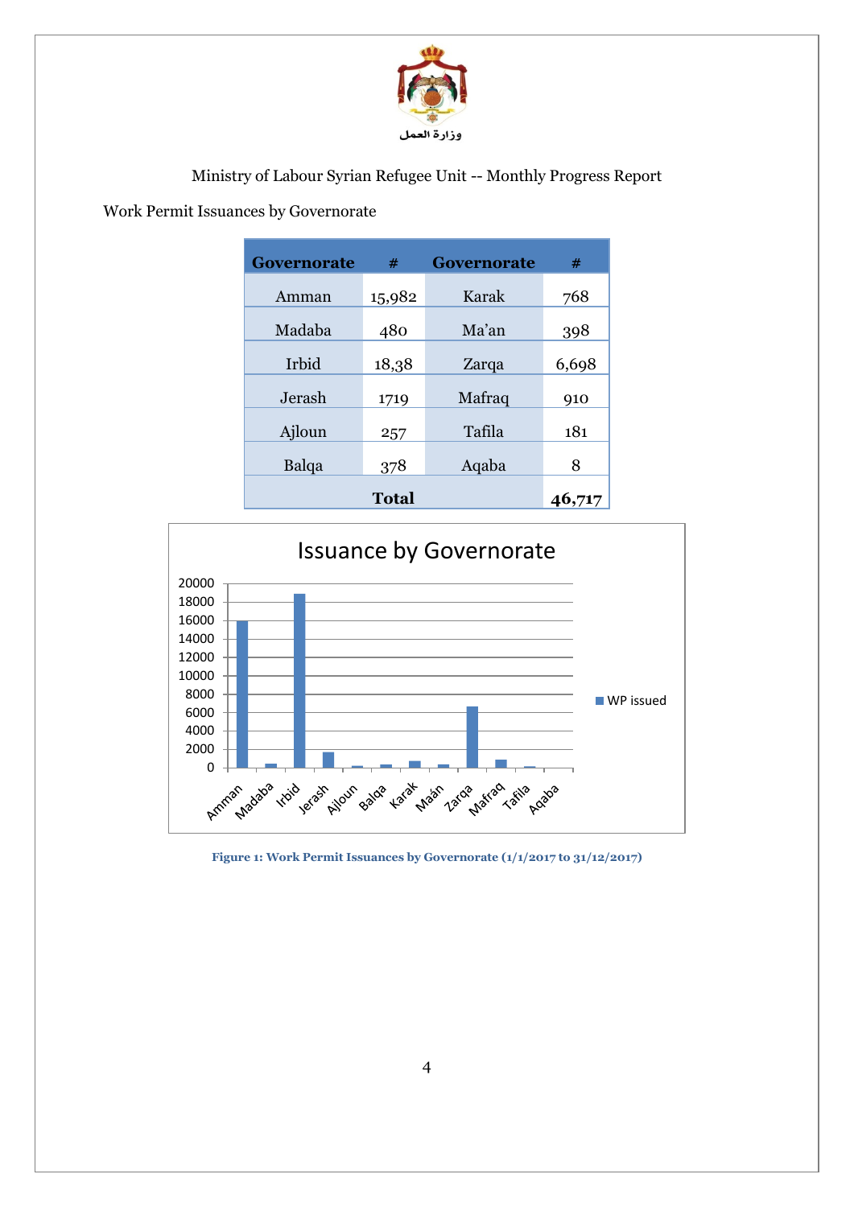وزارة العمل

Ministry of Labour Syrian Refugee Unit -- Monthly Progress Report

Work Permit Issuances by Governorate

| Governorate | # | Governorate | # |
|---|---|---|---|
| Amman | 15,982 | Karak | 768 |
| Madaba | 480 | Ma'an | 398 |
| Irbid | 18,38 | Zarqa | 6,698 |
| Jerash | 1719 | Mafraq | 910 |
| Ajloun | 257 | Tafila | 181 |
| Balqa | 378 | Aqaba | 8 |
| | **Total** | | **46,717** |

Issuance by Governorate

| Governorate | WP issued (approx. from chart) |
|---|---|
| Amman | 16000 |
| Madaba | 500 |
| Irbid | 18900 |
| Jerash | 1700 |
| Ajloun | 250 |
| Balqa | 400 |
| Karak | 750 |
| Maán | 400 |
| Zarqa | 6700 |
| Mafraq | 900 |
| Tafila | 200 |
| Aqaba | 0 |

**Figure 1: Work Permit Issuances by Governorate (1/1/2017 to 31/12/2017)**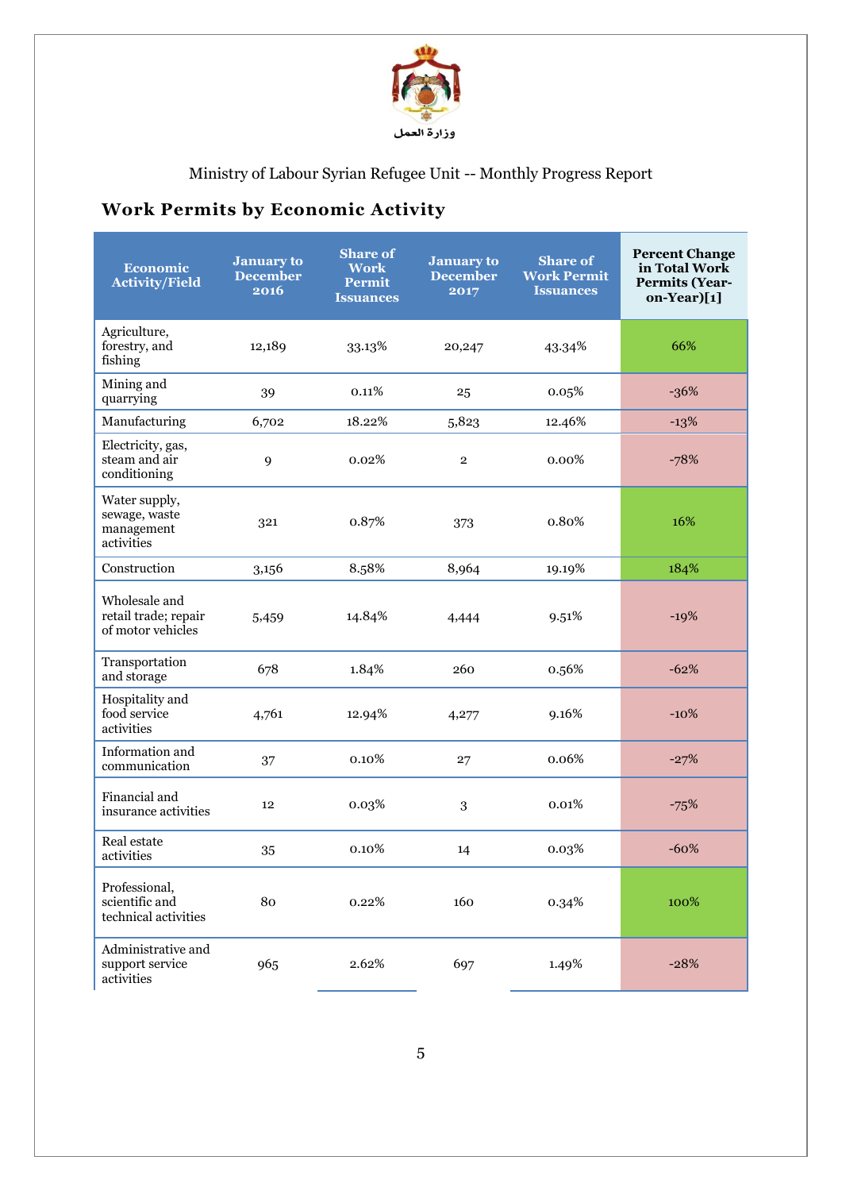وزارة العمل

Ministry of Labour Syrian Refugee Unit -- Monthly Progress Report

## Work Permits by Economic Activity

| Economic Activity/Field | January to December 2016 | Share of Work Permit Issuances | January to December 2017 | Share of Work Permit Issuances | Percent Change in Total Work Permits (Year-on-Year)[1] |
|---|---|---|---|---|---|
| Agriculture, forestry, and fishing | 12,189 | 33.13% | 20,247 | 43.34% | 66% |
| Mining and quarrying | 39 | 0.11% | 25 | 0.05% | -36% |
| Manufacturing | 6,702 | 18.22% | 5,823 | 12.46% | -13% |
| Electricity, gas, steam and air conditioning | 9 | 0.02% | 2 | 0.00% | -78% |
| Water supply, sewage, waste management activities | 321 | 0.87% | 373 | 0.80% | 16% |
| Construction | 3,156 | 8.58% | 8,964 | 19.19% | 184% |
| Wholesale and retail trade; repair of motor vehicles | 5,459 | 14.84% | 4,444 | 9.51% | -19% |
| Transportation and storage | 678 | 1.84% | 260 | 0.56% | -62% |
| Hospitality and food service activities | 4,761 | 12.94% | 4,277 | 9.16% | -10% |
| Information and communication | 37 | 0.10% | 27 | 0.06% | -27% |
| Financial and insurance activities | 12 | 0.03% | 3 | 0.01% | -75% |
| Real estate activities | 35 | 0.10% | 14 | 0.03% | -60% |
| Professional, scientific and technical activities | 80 | 0.22% | 160 | 0.34% | 100% |
| Administrative and support service activities | 965 | 2.62% | 697 | 1.49% | -28% |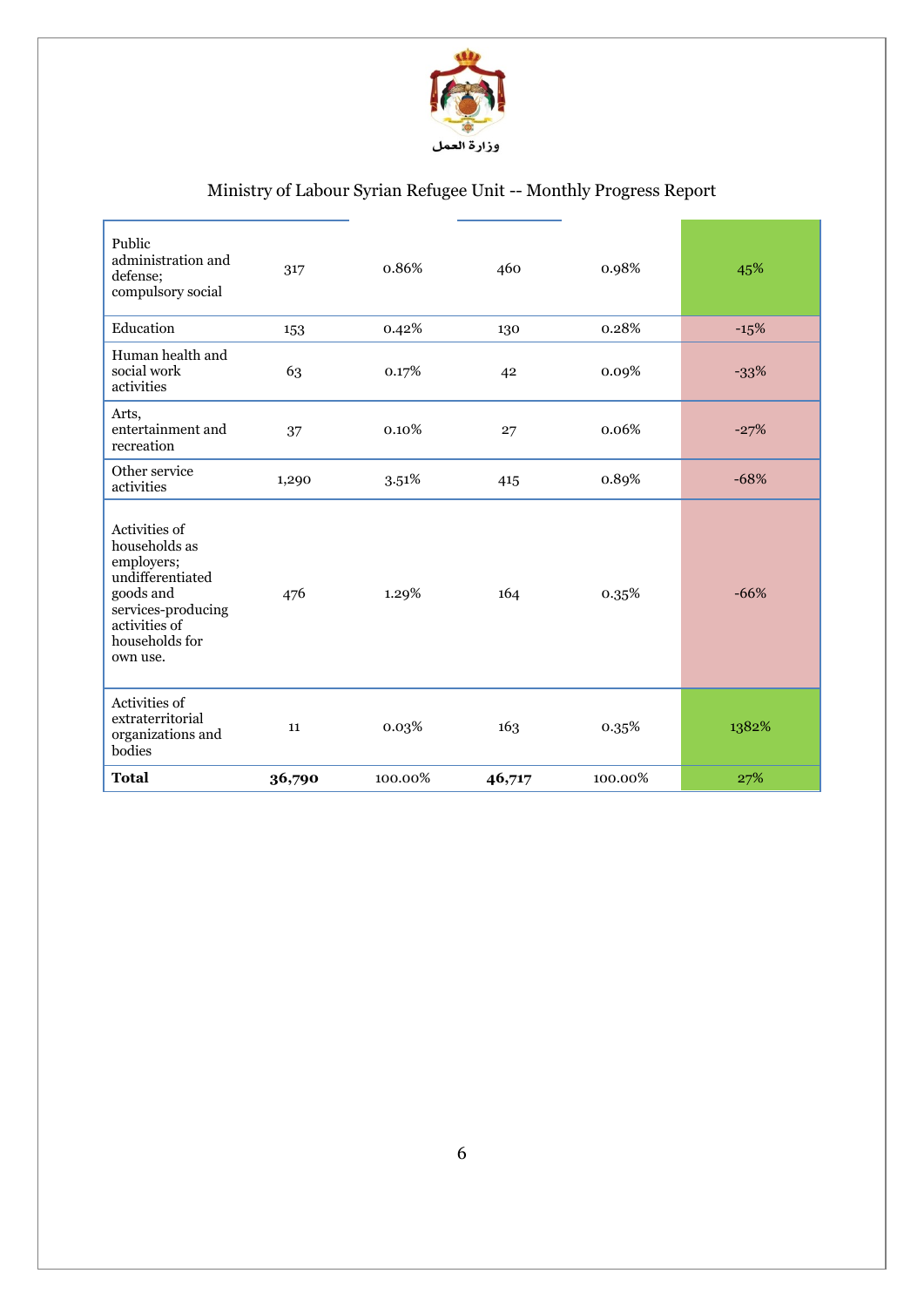وزارة العمل

Ministry of Labour Syrian Refugee Unit -- Monthly Progress Report

| | | | | | |
|---|---|---|---|---|---|
| Public administration and defense; compulsory social | 317 | 0.86% | 460 | 0.98% | 45% |
| Education | 153 | 0.42% | 130 | 0.28% | -15% |
| Human health and social work activities | 63 | 0.17% | 42 | 0.09% | -33% |
| Arts, entertainment and recreation | 37 | 0.10% | 27 | 0.06% | -27% |
| Other service activities | 1,290 | 3.51% | 415 | 0.89% | -68% |
| Activities of households as employers; undifferentiated goods and services-producing activities of households for own use. | 476 | 1.29% | 164 | 0.35% | -66% |
| Activities of extraterritorial organizations and bodies | 11 | 0.03% | 163 | 0.35% | 1382% |
| **Total** | **36,790** | 100.00% | **46,717** | 100.00% | 27% |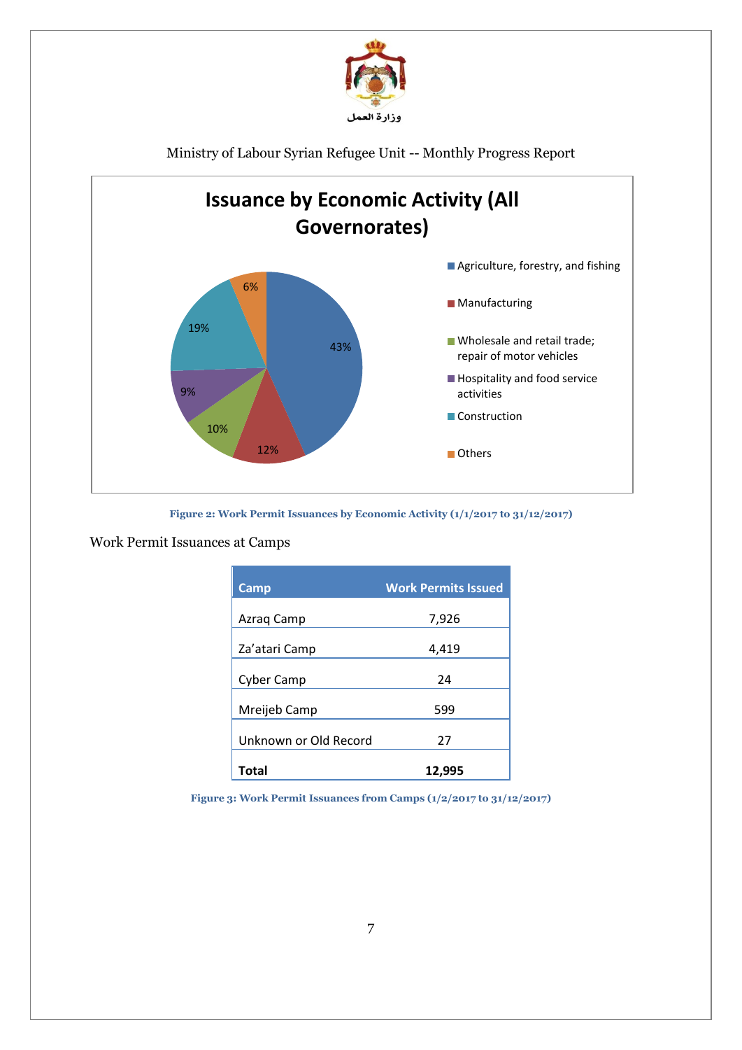وزارة العمل

Ministry of Labour Syrian Refugee Unit -- Monthly Progress Report

**Issuance by Economic Activity (All Governorates)**

| Economic Activity | Share |
|---|---|
| Agriculture, forestry, and fishing | 43% |
| Manufacturing | 12% |
| Wholesale and retail trade; repair of motor vehicles | 10% |
| Hospitality and food service activities | 9% |
| Construction | 19% |
| Others | 6% |

**Figure 2: Work Permit Issuances by Economic Activity (1/1/2017 to 31/12/2017)**

Work Permit Issuances at Camps

| Camp | Work Permits Issued |
|---|---|
| Azraq Camp | 7,926 |
| Za'atari Camp | 4,419 |
| Cyber Camp | 24 |
| Mreijeb Camp | 599 |
| Unknown or Old Record | 27 |
| **Total** | **12,995** |

**Figure 3: Work Permit Issuances from Camps (1/2/2017 to 31/12/2017)**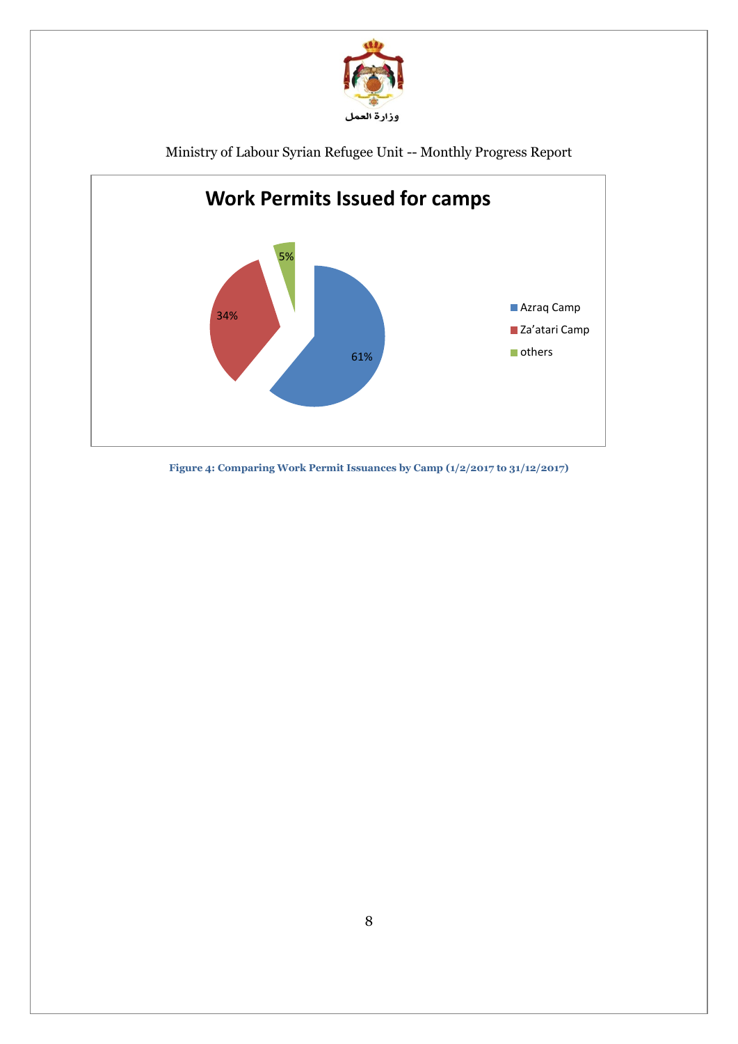وزارة العمل

Ministry of Labour Syrian Refugee Unit -- Monthly Progress Report

**Work Permits Issued for camps**

5%

34%

61%

Azraq Camp

Za'atari Camp

others

**Figure 4: Comparing Work Permit Issuances by Camp (1/2/2017 to 31/12/2017)**